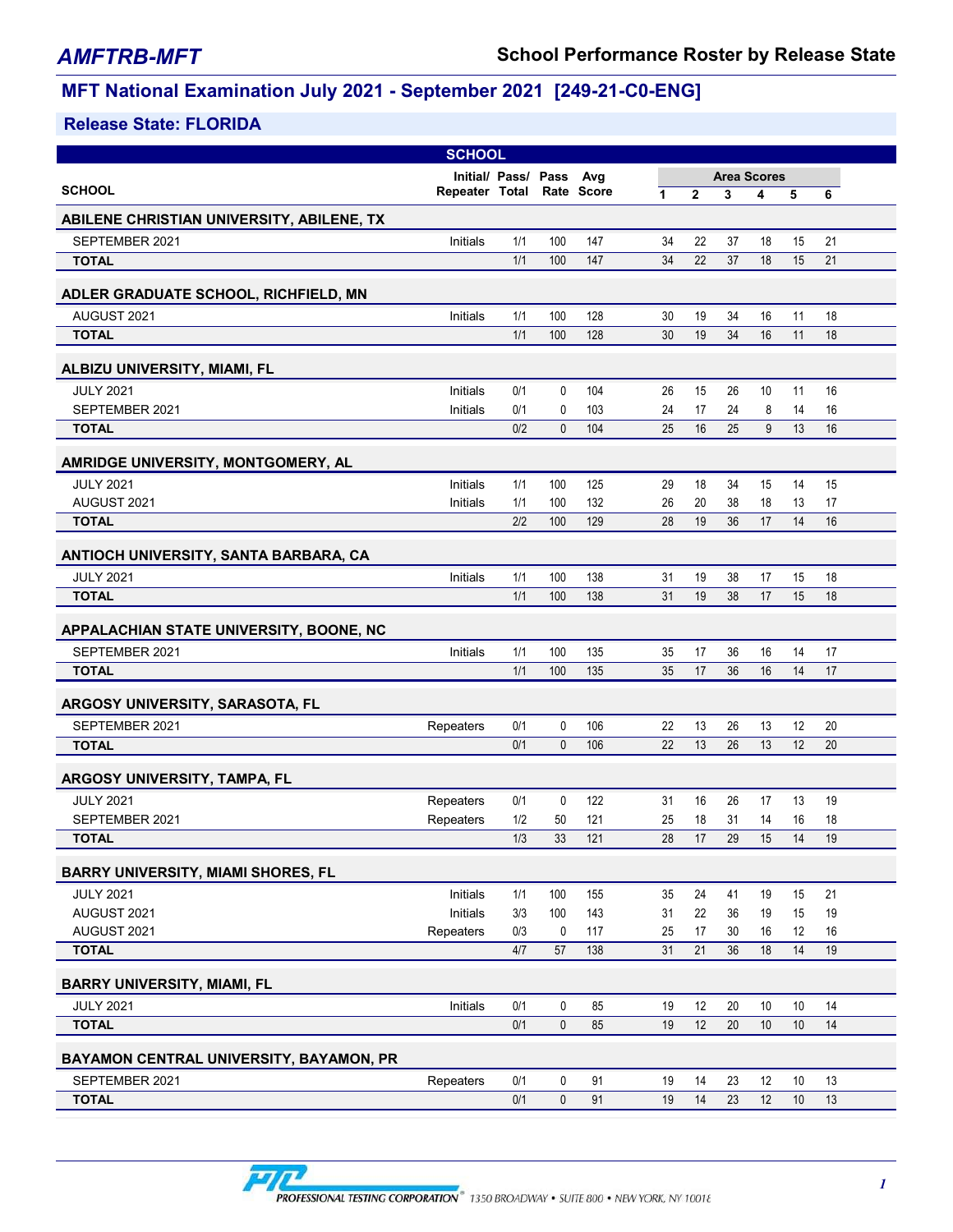# AMFTRB-MFT

## School Performance Roster by Release State

## MFT National Examination July 2021 - September 2021 [249-21-C0-ENG]

### Release State: FLORIDA

| SCHOOL | Initial/ Repeater | Pass/ Total | Pass Rate | Avg Score | Area Scores 1 | 2 | 3 | 4 | 5 | 6 |
|---|---|---|---|---|---|---|---|---|---|---|
| **ABILENE CHRISTIAN UNIVERSITY, ABILENE, TX** | | | | | | | | | | |
| SEPTEMBER 2021 | Initials | 1/1 | 100 | 147 | 34 | 22 | 37 | 18 | 15 | 21 |
| **TOTAL** | | 1/1 | 100 | 147 | 34 | 22 | 37 | 18 | 15 | 21 |
| **ADLER GRADUATE SCHOOL, RICHFIELD, MN** | | | | | | | | | | |
| AUGUST 2021 | Initials | 1/1 | 100 | 128 | 30 | 19 | 34 | 16 | 11 | 18 |
| **TOTAL** | | 1/1 | 100 | 128 | 30 | 19 | 34 | 16 | 11 | 18 |
| **ALBIZU UNIVERSITY, MIAMI, FL** | | | | | | | | | | |
| JULY 2021 | Initials | 0/1 | 0 | 104 | 26 | 15 | 26 | 10 | 11 | 16 |
| SEPTEMBER 2021 | Initials | 0/1 | 0 | 103 | 24 | 17 | 24 | 8 | 14 | 16 |
| **TOTAL** | | 0/2 | 0 | 104 | 25 | 16 | 25 | 9 | 13 | 16 |
| **AMRIDGE UNIVERSITY, MONTGOMERY, AL** | | | | | | | | | | |
| JULY 2021 | Initials | 1/1 | 100 | 125 | 29 | 18 | 34 | 15 | 14 | 15 |
| AUGUST 2021 | Initials | 1/1 | 100 | 132 | 26 | 20 | 38 | 18 | 13 | 17 |
| **TOTAL** | | 2/2 | 100 | 129 | 28 | 19 | 36 | 17 | 14 | 16 |
| **ANTIOCH UNIVERSITY, SANTA BARBARA, CA** | | | | | | | | | | |
| JULY 2021 | Initials | 1/1 | 100 | 138 | 31 | 19 | 38 | 17 | 15 | 18 |
| **TOTAL** | | 1/1 | 100 | 138 | 31 | 19 | 38 | 17 | 15 | 18 |
| **APPALACHIAN STATE UNIVERSITY, BOONE, NC** | | | | | | | | | | |
| SEPTEMBER 2021 | Initials | 1/1 | 100 | 135 | 35 | 17 | 36 | 16 | 14 | 17 |
| **TOTAL** | | 1/1 | 100 | 135 | 35 | 17 | 36 | 16 | 14 | 17 |
| **ARGOSY UNIVERSITY, SARASOTA, FL** | | | | | | | | | | |
| SEPTEMBER 2021 | Repeaters | 0/1 | 0 | 106 | 22 | 13 | 26 | 13 | 12 | 20 |
| **TOTAL** | | 0/1 | 0 | 106 | 22 | 13 | 26 | 13 | 12 | 20 |
| **ARGOSY UNIVERSITY, TAMPA, FL** | | | | | | | | | | |
| JULY 2021 | Repeaters | 0/1 | 0 | 122 | 31 | 16 | 26 | 17 | 13 | 19 |
| SEPTEMBER 2021 | Repeaters | 1/2 | 50 | 121 | 25 | 18 | 31 | 14 | 16 | 18 |
| **TOTAL** | | 1/3 | 33 | 121 | 28 | 17 | 29 | 15 | 14 | 19 |
| **BARRY UNIVERSITY, MIAMI SHORES, FL** | | | | | | | | | | |
| JULY 2021 | Initials | 1/1 | 100 | 155 | 35 | 24 | 41 | 19 | 15 | 21 |
| AUGUST 2021 | Initials | 3/3 | 100 | 143 | 31 | 22 | 36 | 19 | 15 | 19 |
| AUGUST 2021 | Repeaters | 0/3 | 0 | 117 | 25 | 17 | 30 | 16 | 12 | 16 |
| **TOTAL** | | 4/7 | 57 | 138 | 31 | 21 | 36 | 18 | 14 | 19 |
| **BARRY UNIVERSITY, MIAMI, FL** | | | | | | | | | | |
| JULY 2021 | Initials | 0/1 | 0 | 85 | 19 | 12 | 20 | 10 | 10 | 14 |
| **TOTAL** | | 0/1 | 0 | 85 | 19 | 12 | 20 | 10 | 10 | 14 |
| **BAYAMON CENTRAL UNIVERSITY, BAYAMON, PR** | | | | | | | | | | |
| SEPTEMBER 2021 | Repeaters | 0/1 | 0 | 91 | 19 | 14 | 23 | 12 | 10 | 13 |
| **TOTAL** | | 0/1 | 0 | 91 | 19 | 14 | 23 | 12 | 10 | 13 |

PROFESSIONAL TESTING CORPORATION® 1350 BROADWAY • SUITE 800 • NEW YORK, NY 10018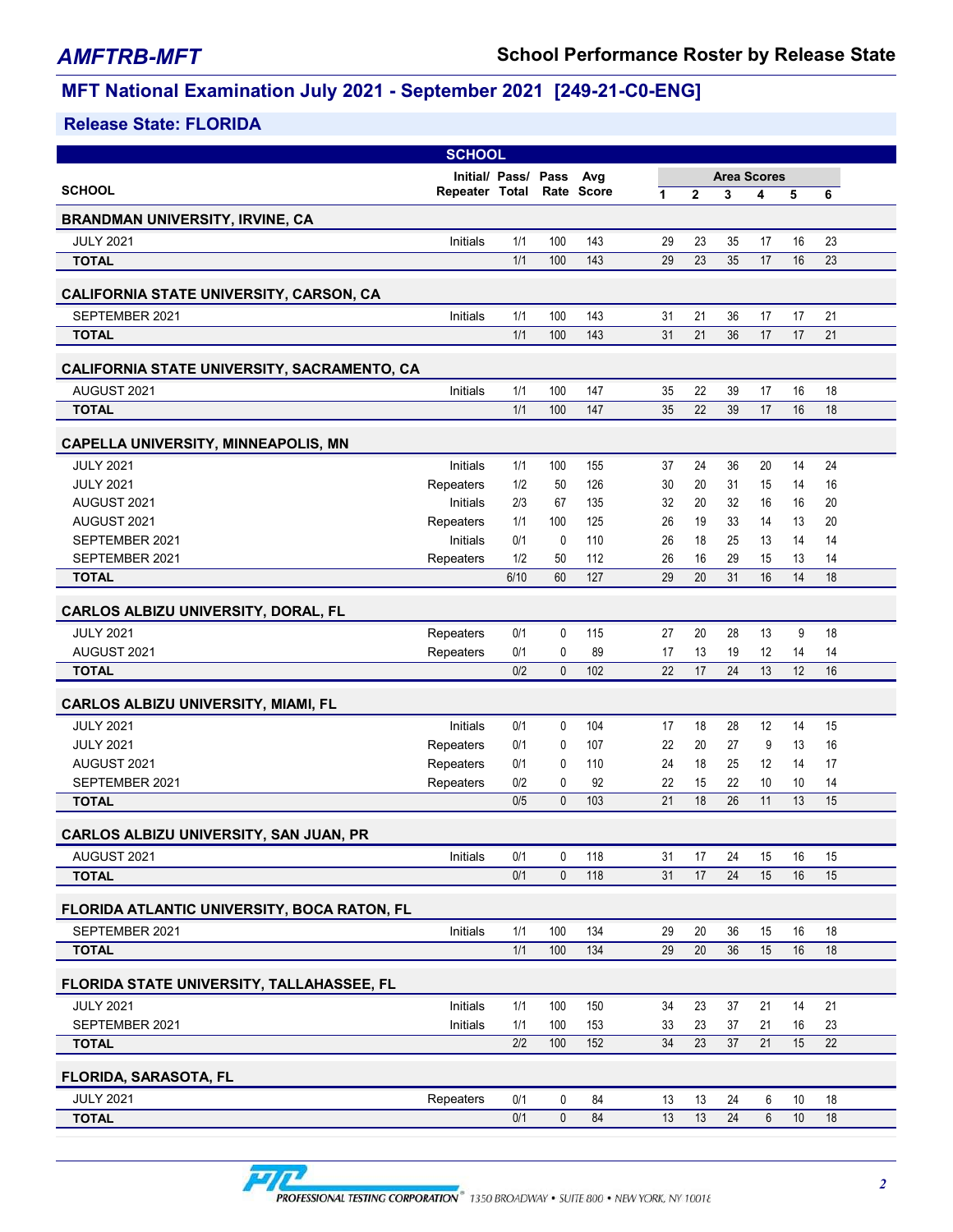## MFT National Examination July 2021 - September 2021 [249-21-C0-ENG]

### Release State: FLORIDA

| SCHOOL | Initial/ Repeater | Pass/ Total | Pass Rate | Avg Score | Area Scores 1 | 2 | 3 | 4 | 5 | 6 |
|---|---|---|---|---|---|---|---|---|---|---|
| **BRANDMAN UNIVERSITY, IRVINE, CA** | | | | | | | | | | |
| JULY 2021 | Initials | 1/1 | 100 | 143 | 29 | 23 | 35 | 17 | 16 | 23 |
| **TOTAL** | | 1/1 | 100 | 143 | 29 | 23 | 35 | 17 | 16 | 23 |
| **CALIFORNIA STATE UNIVERSITY, CARSON, CA** | | | | | | | | | | |
| SEPTEMBER 2021 | Initials | 1/1 | 100 | 143 | 31 | 21 | 36 | 17 | 17 | 21 |
| **TOTAL** | | 1/1 | 100 | 143 | 31 | 21 | 36 | 17 | 17 | 21 |
| **CALIFORNIA STATE UNIVERSITY, SACRAMENTO, CA** | | | | | | | | | | |
| AUGUST 2021 | Initials | 1/1 | 100 | 147 | 35 | 22 | 39 | 17 | 16 | 18 |
| **TOTAL** | | 1/1 | 100 | 147 | 35 | 22 | 39 | 17 | 16 | 18 |
| **CAPELLA UNIVERSITY, MINNEAPOLIS, MN** | | | | | | | | | | |
| JULY 2021 | Initials | 1/1 | 100 | 155 | 37 | 24 | 36 | 20 | 14 | 24 |
| JULY 2021 | Repeaters | 1/2 | 50 | 126 | 30 | 20 | 31 | 15 | 14 | 16 |
| AUGUST 2021 | Initials | 2/3 | 67 | 135 | 32 | 20 | 32 | 16 | 16 | 20 |
| AUGUST 2021 | Repeaters | 1/1 | 100 | 125 | 26 | 19 | 33 | 14 | 13 | 20 |
| SEPTEMBER 2021 | Initials | 0/1 | 0 | 110 | 26 | 18 | 25 | 13 | 14 | 14 |
| SEPTEMBER 2021 | Repeaters | 1/2 | 50 | 112 | 26 | 16 | 29 | 15 | 13 | 14 |
| **TOTAL** | | 6/10 | 60 | 127 | 29 | 20 | 31 | 16 | 14 | 18 |
| **CARLOS ALBIZU UNIVERSITY, DORAL, FL** | | | | | | | | | | |
| JULY 2021 | Repeaters | 0/1 | 0 | 115 | 27 | 20 | 28 | 13 | 9 | 18 |
| AUGUST 2021 | Repeaters | 0/1 | 0 | 89 | 17 | 13 | 19 | 12 | 14 | 14 |
| **TOTAL** | | 0/2 | 0 | 102 | 22 | 17 | 24 | 13 | 12 | 16 |
| **CARLOS ALBIZU UNIVERSITY, MIAMI, FL** | | | | | | | | | | |
| JULY 2021 | Initials | 0/1 | 0 | 104 | 17 | 18 | 28 | 12 | 14 | 15 |
| JULY 2021 | Repeaters | 0/1 | 0 | 107 | 22 | 20 | 27 | 9 | 13 | 16 |
| AUGUST 2021 | Repeaters | 0/1 | 0 | 110 | 24 | 18 | 25 | 12 | 14 | 17 |
| SEPTEMBER 2021 | Repeaters | 0/2 | 0 | 92 | 22 | 15 | 22 | 10 | 10 | 14 |
| **TOTAL** | | 0/5 | 0 | 103 | 21 | 18 | 26 | 11 | 13 | 15 |
| **CARLOS ALBIZU UNIVERSITY, SAN JUAN, PR** | | | | | | | | | | |
| AUGUST 2021 | Initials | 0/1 | 0 | 118 | 31 | 17 | 24 | 15 | 16 | 15 |
| **TOTAL** | | 0/1 | 0 | 118 | 31 | 17 | 24 | 15 | 16 | 15 |
| **FLORIDA ATLANTIC UNIVERSITY, BOCA RATON, FL** | | | | | | | | | | |
| SEPTEMBER 2021 | Initials | 1/1 | 100 | 134 | 29 | 20 | 36 | 15 | 16 | 18 |
| **TOTAL** | | 1/1 | 100 | 134 | 29 | 20 | 36 | 15 | 16 | 18 |
| **FLORIDA STATE UNIVERSITY, TALLAHASSEE, FL** | | | | | | | | | | |
| JULY 2021 | Initials | 1/1 | 100 | 150 | 34 | 23 | 37 | 21 | 14 | 21 |
| SEPTEMBER 2021 | Initials | 1/1 | 100 | 153 | 33 | 23 | 37 | 21 | 16 | 23 |
| **TOTAL** | | 2/2 | 100 | 152 | 34 | 23 | 37 | 21 | 15 | 22 |
| **FLORIDA, SARASOTA, FL** | | | | | | | | | | |
| JULY 2021 | Repeaters | 0/1 | 0 | 84 | 13 | 13 | 24 | 6 | 10 | 18 |
| **TOTAL** | | 0/1 | 0 | 84 | 13 | 13 | 24 | 6 | 10 | 18 |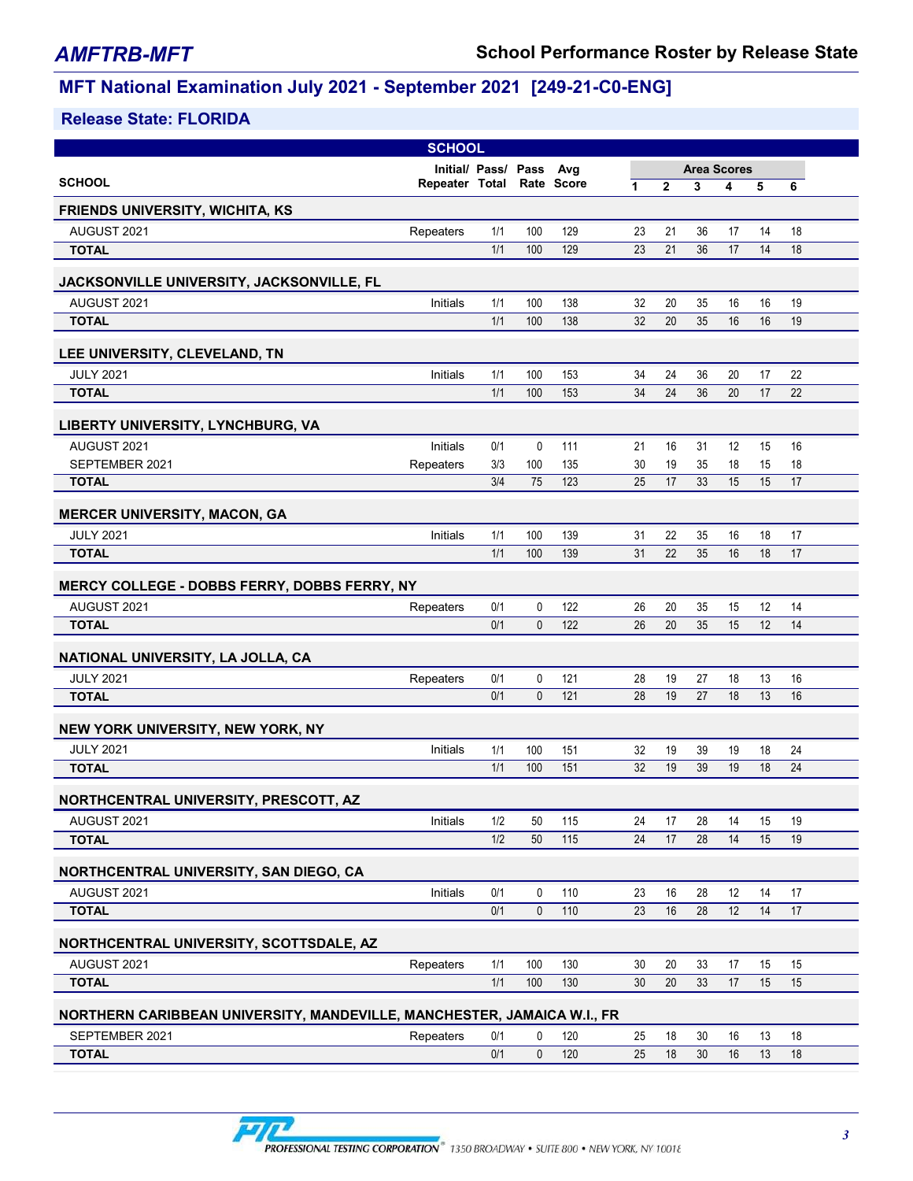## MFT National Examination July 2021 - September 2021 [249-21-C0-ENG]

### Release State: FLORIDA

| SCHOOL | Initial/ Repeater | Pass/ Total | Pass Rate | Avg Score | Area Scores 1 | 2 | 3 | 4 | 5 | 6 |
|---|---|---|---|---|---|---|---|---|---|---|
| **FRIENDS UNIVERSITY, WICHITA, KS** | | | | | | | | | | |
| AUGUST 2021 | Repeaters | 1/1 | 100 | 129 | 23 | 21 | 36 | 17 | 14 | 18 |
| **TOTAL** | | 1/1 | 100 | 129 | 23 | 21 | 36 | 17 | 14 | 18 |
| **JACKSONVILLE UNIVERSITY, JACKSONVILLE, FL** | | | | | | | | | | |
| AUGUST 2021 | Initials | 1/1 | 100 | 138 | 32 | 20 | 35 | 16 | 16 | 19 |
| **TOTAL** | | 1/1 | 100 | 138 | 32 | 20 | 35 | 16 | 16 | 19 |
| **LEE UNIVERSITY, CLEVELAND, TN** | | | | | | | | | | |
| JULY 2021 | Initials | 1/1 | 100 | 153 | 34 | 24 | 36 | 20 | 17 | 22 |
| **TOTAL** | | 1/1 | 100 | 153 | 34 | 24 | 36 | 20 | 17 | 22 |
| **LIBERTY UNIVERSITY, LYNCHBURG, VA** | | | | | | | | | | |
| AUGUST 2021 | Initials | 0/1 | 0 | 111 | 21 | 16 | 31 | 12 | 15 | 16 |
| SEPTEMBER 2021 | Repeaters | 3/3 | 100 | 135 | 30 | 19 | 35 | 18 | 15 | 18 |
| **TOTAL** | | 3/4 | 75 | 123 | 25 | 17 | 33 | 15 | 15 | 17 |
| **MERCER UNIVERSITY, MACON, GA** | | | | | | | | | | |
| JULY 2021 | Initials | 1/1 | 100 | 139 | 31 | 22 | 35 | 16 | 18 | 17 |
| **TOTAL** | | 1/1 | 100 | 139 | 31 | 22 | 35 | 16 | 18 | 17 |
| **MERCY COLLEGE - DOBBS FERRY, DOBBS FERRY, NY** | | | | | | | | | | |
| AUGUST 2021 | Repeaters | 0/1 | 0 | 122 | 26 | 20 | 35 | 15 | 12 | 14 |
| **TOTAL** | | 0/1 | 0 | 122 | 26 | 20 | 35 | 15 | 12 | 14 |
| **NATIONAL UNIVERSITY, LA JOLLA, CA** | | | | | | | | | | |
| JULY 2021 | Repeaters | 0/1 | 0 | 121 | 28 | 19 | 27 | 18 | 13 | 16 |
| **TOTAL** | | 0/1 | 0 | 121 | 28 | 19 | 27 | 18 | 13 | 16 |
| **NEW YORK UNIVERSITY, NEW YORK, NY** | | | | | | | | | | |
| JULY 2021 | Initials | 1/1 | 100 | 151 | 32 | 19 | 39 | 19 | 18 | 24 |
| **TOTAL** | | 1/1 | 100 | 151 | 32 | 19 | 39 | 19 | 18 | 24 |
| **NORTHCENTRAL UNIVERSITY, PRESCOTT, AZ** | | | | | | | | | | |
| AUGUST 2021 | Initials | 1/2 | 50 | 115 | 24 | 17 | 28 | 14 | 15 | 19 |
| **TOTAL** | | 1/2 | 50 | 115 | 24 | 17 | 28 | 14 | 15 | 19 |
| **NORTHCENTRAL UNIVERSITY, SAN DIEGO, CA** | | | | | | | | | | |
| AUGUST 2021 | Initials | 0/1 | 0 | 110 | 23 | 16 | 28 | 12 | 14 | 17 |
| **TOTAL** | | 0/1 | 0 | 110 | 23 | 16 | 28 | 12 | 14 | 17 |
| **NORTHCENTRAL UNIVERSITY, SCOTTSDALE, AZ** | | | | | | | | | | |
| AUGUST 2021 | Repeaters | 1/1 | 100 | 130 | 30 | 20 | 33 | 17 | 15 | 15 |
| **TOTAL** | | 1/1 | 100 | 130 | 30 | 20 | 33 | 17 | 15 | 15 |
| **NORTHERN CARIBBEAN UNIVERSITY, MANDEVILLE, MANCHESTER, JAMAICA W.I., FR** | | | | | | | | | | |
| SEPTEMBER 2021 | Repeaters | 0/1 | 0 | 120 | 25 | 18 | 30 | 16 | 13 | 18 |
| **TOTAL** | | 0/1 | 0 | 120 | 25 | 18 | 30 | 16 | 13 | 18 |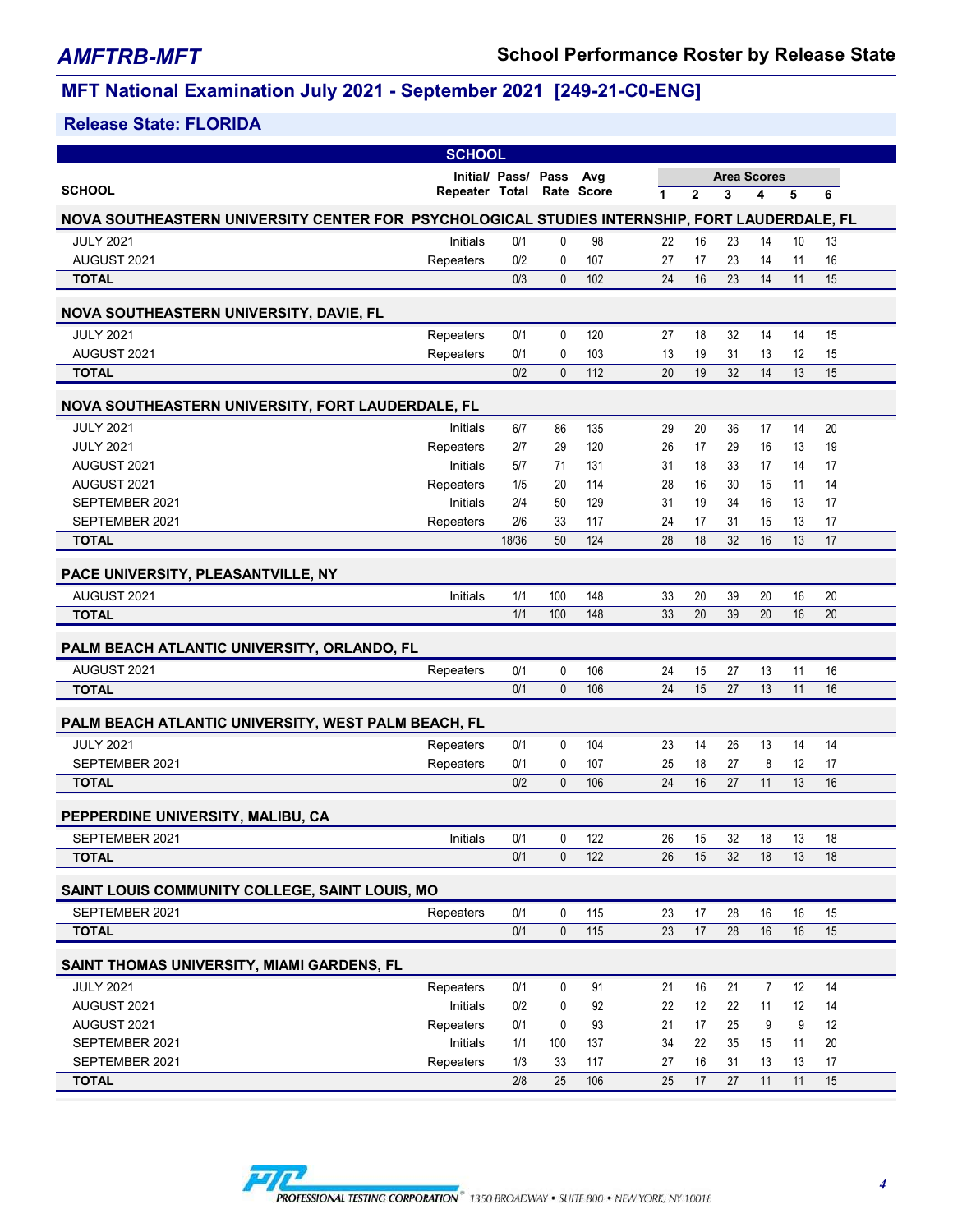## MFT National Examination July 2021 - September 2021 [249-21-C0-ENG]

### Release State: FLORIDA

| SCHOOL | Initial/ Repeater | Pass/ Total | Pass Rate | Avg Score | Area Scores 1 | 2 | 3 | 4 | 5 | 6 |
|---|---|---|---|---|---|---|---|---|---|---|
| **NOVA SOUTHEASTERN UNIVERSITY CENTER FOR PSYCHOLOGICAL STUDIES INTERNSHIP, FORT LAUDERDALE, FL** | | | | | | | | | | |
| JULY 2021 | Initials | 0/1 | 0 | 98 | 22 | 16 | 23 | 14 | 10 | 13 |
| AUGUST 2021 | Repeaters | 0/2 | 0 | 107 | 27 | 17 | 23 | 14 | 11 | 16 |
| **TOTAL** | | 0/3 | 0 | 102 | 24 | 16 | 23 | 14 | 11 | 15 |
| **NOVA SOUTHEASTERN UNIVERSITY, DAVIE, FL** | | | | | | | | | | |
| JULY 2021 | Repeaters | 0/1 | 0 | 120 | 27 | 18 | 32 | 14 | 14 | 15 |
| AUGUST 2021 | Repeaters | 0/1 | 0 | 103 | 13 | 19 | 31 | 13 | 12 | 15 |
| **TOTAL** | | 0/2 | 0 | 112 | 20 | 19 | 32 | 14 | 13 | 15 |
| **NOVA SOUTHEASTERN UNIVERSITY, FORT LAUDERDALE, FL** | | | | | | | | | | |
| JULY 2021 | Initials | 6/7 | 86 | 135 | 29 | 20 | 36 | 17 | 14 | 20 |
| JULY 2021 | Repeaters | 2/7 | 29 | 120 | 26 | 17 | 29 | 16 | 13 | 19 |
| AUGUST 2021 | Initials | 5/7 | 71 | 131 | 31 | 18 | 33 | 17 | 14 | 17 |
| AUGUST 2021 | Repeaters | 1/5 | 20 | 114 | 28 | 16 | 30 | 15 | 11 | 14 |
| SEPTEMBER 2021 | Initials | 2/4 | 50 | 129 | 31 | 19 | 34 | 16 | 13 | 17 |
| SEPTEMBER 2021 | Repeaters | 2/6 | 33 | 117 | 24 | 17 | 31 | 15 | 13 | 17 |
| **TOTAL** | | 18/36 | 50 | 124 | 28 | 18 | 32 | 16 | 13 | 17 |
| **PACE UNIVERSITY, PLEASANTVILLE, NY** | | | | | | | | | | |
| AUGUST 2021 | Initials | 1/1 | 100 | 148 | 33 | 20 | 39 | 20 | 16 | 20 |
| **TOTAL** | | 1/1 | 100 | 148 | 33 | 20 | 39 | 20 | 16 | 20 |
| **PALM BEACH ATLANTIC UNIVERSITY, ORLANDO, FL** | | | | | | | | | | |
| AUGUST 2021 | Repeaters | 0/1 | 0 | 106 | 24 | 15 | 27 | 13 | 11 | 16 |
| **TOTAL** | | 0/1 | 0 | 106 | 24 | 15 | 27 | 13 | 11 | 16 |
| **PALM BEACH ATLANTIC UNIVERSITY, WEST PALM BEACH, FL** | | | | | | | | | | |
| JULY 2021 | Repeaters | 0/1 | 0 | 104 | 23 | 14 | 26 | 13 | 14 | 14 |
| SEPTEMBER 2021 | Repeaters | 0/1 | 0 | 107 | 25 | 18 | 27 | 8 | 12 | 17 |
| **TOTAL** | | 0/2 | 0 | 106 | 24 | 16 | 27 | 11 | 13 | 16 |
| **PEPPERDINE UNIVERSITY, MALIBU, CA** | | | | | | | | | | |
| SEPTEMBER 2021 | Initials | 0/1 | 0 | 122 | 26 | 15 | 32 | 18 | 13 | 18 |
| **TOTAL** | | 0/1 | 0 | 122 | 26 | 15 | 32 | 18 | 13 | 18 |
| **SAINT LOUIS COMMUNITY COLLEGE, SAINT LOUIS, MO** | | | | | | | | | | |
| SEPTEMBER 2021 | Repeaters | 0/1 | 0 | 115 | 23 | 17 | 28 | 16 | 16 | 15 |
| **TOTAL** | | 0/1 | 0 | 115 | 23 | 17 | 28 | 16 | 16 | 15 |
| **SAINT THOMAS UNIVERSITY, MIAMI GARDENS, FL** | | | | | | | | | | |
| JULY 2021 | Repeaters | 0/1 | 0 | 91 | 21 | 16 | 21 | 7 | 12 | 14 |
| AUGUST 2021 | Initials | 0/2 | 0 | 92 | 22 | 12 | 22 | 11 | 12 | 14 |
| AUGUST 2021 | Repeaters | 0/1 | 0 | 93 | 21 | 17 | 25 | 9 | 9 | 12 |
| SEPTEMBER 2021 | Initials | 1/1 | 100 | 137 | 34 | 22 | 35 | 15 | 11 | 20 |
| SEPTEMBER 2021 | Repeaters | 1/3 | 33 | 117 | 27 | 16 | 31 | 13 | 13 | 17 |
| **TOTAL** | | 2/8 | 25 | 106 | 25 | 17 | 27 | 11 | 11 | 15 |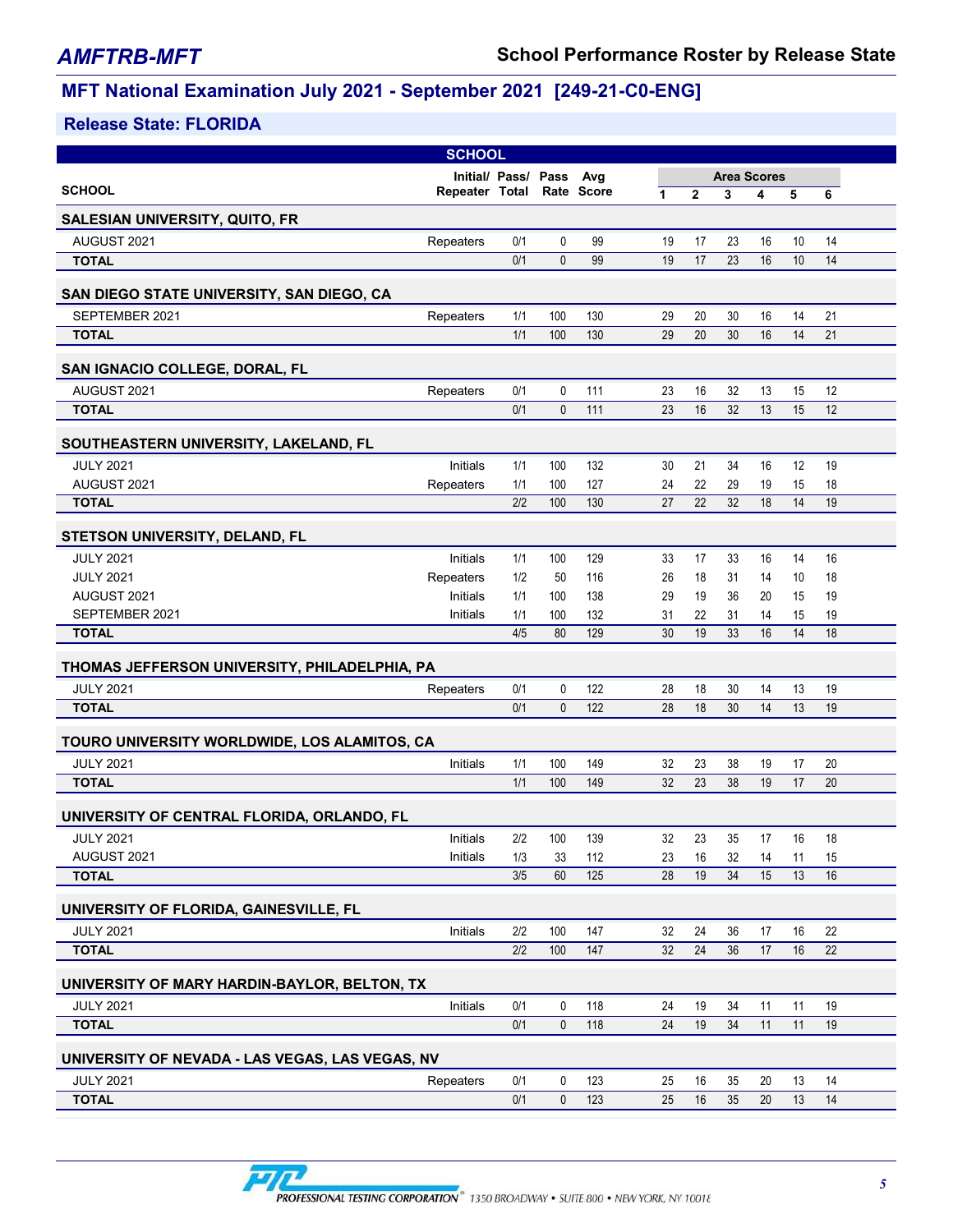## MFT National Examination July 2021 - September 2021 [249-21-C0-ENG]

### Release State: FLORIDA

| SCHOOL | Initial/ Repeater | Pass/ Total | Pass Rate | Avg Score | Area Scores 1 | 2 | 3 | 4 | 5 | 6 |
|---|---|---|---|---|---|---|---|---|---|---|
| **SALESIAN UNIVERSITY, QUITO, FR** | | | | | | | | | | |
| AUGUST 2021 | Repeaters | 0/1 | 0 | 99 | 19 | 17 | 23 | 16 | 10 | 14 |
| **TOTAL** | | 0/1 | 0 | 99 | 19 | 17 | 23 | 16 | 10 | 14 |
| **SAN DIEGO STATE UNIVERSITY, SAN DIEGO, CA** | | | | | | | | | | |
| SEPTEMBER 2021 | Repeaters | 1/1 | 100 | 130 | 29 | 20 | 30 | 16 | 14 | 21 |
| **TOTAL** | | 1/1 | 100 | 130 | 29 | 20 | 30 | 16 | 14 | 21 |
| **SAN IGNACIO COLLEGE, DORAL, FL** | | | | | | | | | | |
| AUGUST 2021 | Repeaters | 0/1 | 0 | 111 | 23 | 16 | 32 | 13 | 15 | 12 |
| **TOTAL** | | 0/1 | 0 | 111 | 23 | 16 | 32 | 13 | 15 | 12 |
| **SOUTHEASTERN UNIVERSITY, LAKELAND, FL** | | | | | | | | | | |
| JULY 2021 | Initials | 1/1 | 100 | 132 | 30 | 21 | 34 | 16 | 12 | 19 |
| AUGUST 2021 | Repeaters | 1/1 | 100 | 127 | 24 | 22 | 29 | 19 | 15 | 18 |
| **TOTAL** | | 2/2 | 100 | 130 | 27 | 22 | 32 | 18 | 14 | 19 |
| **STETSON UNIVERSITY, DELAND, FL** | | | | | | | | | | |
| JULY 2021 | Initials | 1/1 | 100 | 129 | 33 | 17 | 33 | 16 | 14 | 16 |
| JULY 2021 | Repeaters | 1/2 | 50 | 116 | 26 | 18 | 31 | 14 | 10 | 18 |
| AUGUST 2021 | Initials | 1/1 | 100 | 138 | 29 | 19 | 36 | 20 | 15 | 19 |
| SEPTEMBER 2021 | Initials | 1/1 | 100 | 132 | 31 | 22 | 31 | 14 | 15 | 19 |
| **TOTAL** | | 4/5 | 80 | 129 | 30 | 19 | 33 | 16 | 14 | 18 |
| **THOMAS JEFFERSON UNIVERSITY, PHILADELPHIA, PA** | | | | | | | | | | |
| JULY 2021 | Repeaters | 0/1 | 0 | 122 | 28 | 18 | 30 | 14 | 13 | 19 |
| **TOTAL** | | 0/1 | 0 | 122 | 28 | 18 | 30 | 14 | 13 | 19 |
| **TOURO UNIVERSITY WORLDWIDE, LOS ALAMITOS, CA** | | | | | | | | | | |
| JULY 2021 | Initials | 1/1 | 100 | 149 | 32 | 23 | 38 | 19 | 17 | 20 |
| **TOTAL** | | 1/1 | 100 | 149 | 32 | 23 | 38 | 19 | 17 | 20 |
| **UNIVERSITY OF CENTRAL FLORIDA, ORLANDO, FL** | | | | | | | | | | |
| JULY 2021 | Initials | 2/2 | 100 | 139 | 32 | 23 | 35 | 17 | 16 | 18 |
| AUGUST 2021 | Initials | 1/3 | 33 | 112 | 23 | 16 | 32 | 14 | 11 | 15 |
| **TOTAL** | | 3/5 | 60 | 125 | 28 | 19 | 34 | 15 | 13 | 16 |
| **UNIVERSITY OF FLORIDA, GAINESVILLE, FL** | | | | | | | | | | |
| JULY 2021 | Initials | 2/2 | 100 | 147 | 32 | 24 | 36 | 17 | 16 | 22 |
| **TOTAL** | | 2/2 | 100 | 147 | 32 | 24 | 36 | 17 | 16 | 22 |
| **UNIVERSITY OF MARY HARDIN-BAYLOR, BELTON, TX** | | | | | | | | | | |
| JULY 2021 | Initials | 0/1 | 0 | 118 | 24 | 19 | 34 | 11 | 11 | 19 |
| **TOTAL** | | 0/1 | 0 | 118 | 24 | 19 | 34 | 11 | 11 | 19 |
| **UNIVERSITY OF NEVADA - LAS VEGAS, LAS VEGAS, NV** | | | | | | | | | | |
| JULY 2021 | Repeaters | 0/1 | 0 | 123 | 25 | 16 | 35 | 20 | 13 | 14 |
| **TOTAL** | | 0/1 | 0 | 123 | 25 | 16 | 35 | 20 | 13 | 14 |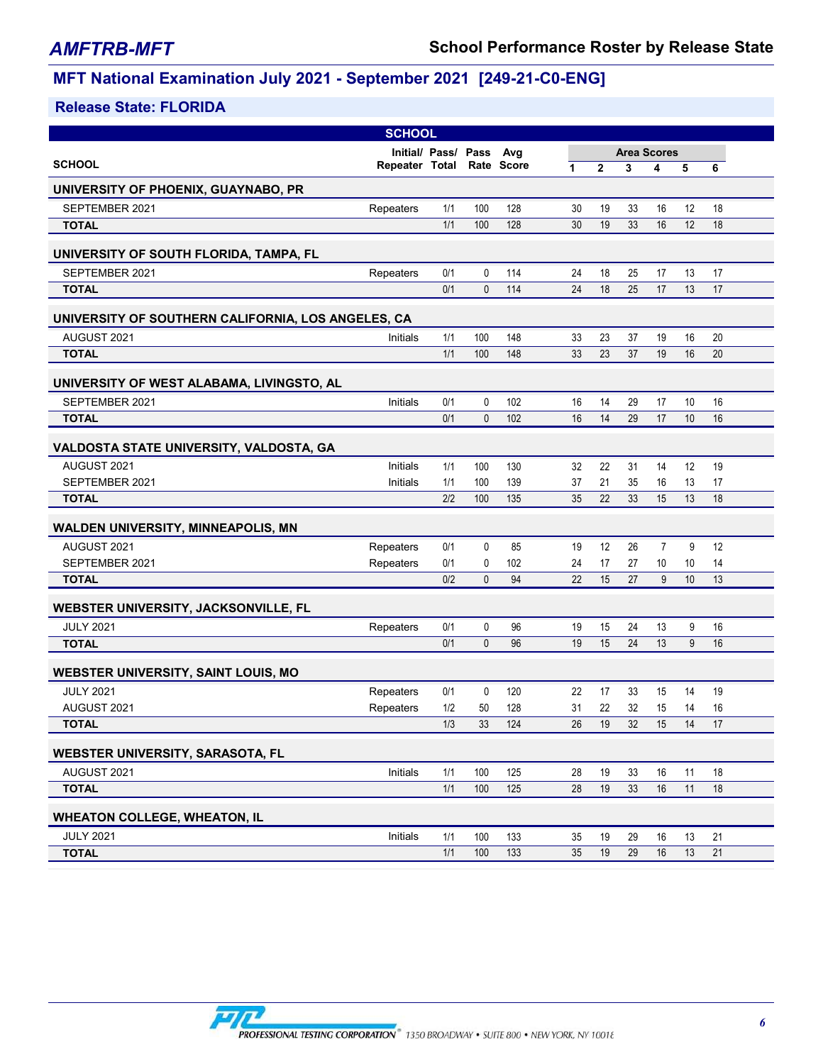# AMFTRB-MFT

## School Performance Roster by Release State

## MFT National Examination July 2021 - September 2021 [249-21-C0-ENG]

### Release State: FLORIDA

| SCHOOL | Initial/ Repeater | Pass/ Total | Pass Rate | Avg Score | Area Scores 1 | 2 | 3 | 4 | 5 | 6 |
|---|---|---|---|---|---|---|---|---|---|---|
| **UNIVERSITY OF PHOENIX, GUAYNABO, PR** | | | | | | | | | | |
| SEPTEMBER 2021 | Repeaters | 1/1 | 100 | 128 | 30 | 19 | 33 | 16 | 12 | 18 |
| **TOTAL** | | 1/1 | 100 | 128 | 30 | 19 | 33 | 16 | 12 | 18 |
| **UNIVERSITY OF SOUTH FLORIDA, TAMPA, FL** | | | | | | | | | | |
| SEPTEMBER 2021 | Repeaters | 0/1 | 0 | 114 | 24 | 18 | 25 | 17 | 13 | 17 |
| **TOTAL** | | 0/1 | 0 | 114 | 24 | 18 | 25 | 17 | 13 | 17 |
| **UNIVERSITY OF SOUTHERN CALIFORNIA, LOS ANGELES, CA** | | | | | | | | | | |
| AUGUST 2021 | Initials | 1/1 | 100 | 148 | 33 | 23 | 37 | 19 | 16 | 20 |
| **TOTAL** | | 1/1 | 100 | 148 | 33 | 23 | 37 | 19 | 16 | 20 |
| **UNIVERSITY OF WEST ALABAMA, LIVINGSTO, AL** | | | | | | | | | | |
| SEPTEMBER 2021 | Initials | 0/1 | 0 | 102 | 16 | 14 | 29 | 17 | 10 | 16 |
| **TOTAL** | | 0/1 | 0 | 102 | 16 | 14 | 29 | 17 | 10 | 16 |
| **VALDOSTA STATE UNIVERSITY, VALDOSTA, GA** | | | | | | | | | | |
| AUGUST 2021 | Initials | 1/1 | 100 | 130 | 32 | 22 | 31 | 14 | 12 | 19 |
| SEPTEMBER 2021 | Initials | 1/1 | 100 | 139 | 37 | 21 | 35 | 16 | 13 | 17 |
| **TOTAL** | | 2/2 | 100 | 135 | 35 | 22 | 33 | 15 | 13 | 18 |
| **WALDEN UNIVERSITY, MINNEAPOLIS, MN** | | | | | | | | | | |
| AUGUST 2021 | Repeaters | 0/1 | 0 | 85 | 19 | 12 | 26 | 7 | 9 | 12 |
| SEPTEMBER 2021 | Repeaters | 0/1 | 0 | 102 | 24 | 17 | 27 | 10 | 10 | 14 |
| **TOTAL** | | 0/2 | 0 | 94 | 22 | 15 | 27 | 9 | 10 | 13 |
| **WEBSTER UNIVERSITY, JACKSONVILLE, FL** | | | | | | | | | | |
| JULY 2021 | Repeaters | 0/1 | 0 | 96 | 19 | 15 | 24 | 13 | 9 | 16 |
| **TOTAL** | | 0/1 | 0 | 96 | 19 | 15 | 24 | 13 | 9 | 16 |
| **WEBSTER UNIVERSITY, SAINT LOUIS, MO** | | | | | | | | | | |
| JULY 2021 | Repeaters | 0/1 | 0 | 120 | 22 | 17 | 33 | 15 | 14 | 19 |
| AUGUST 2021 | Repeaters | 1/2 | 50 | 128 | 31 | 22 | 32 | 15 | 14 | 16 |
| **TOTAL** | | 1/3 | 33 | 124 | 26 | 19 | 32 | 15 | 14 | 17 |
| **WEBSTER UNIVERSITY, SARASOTA, FL** | | | | | | | | | | |
| AUGUST 2021 | Initials | 1/1 | 100 | 125 | 28 | 19 | 33 | 16 | 11 | 18 |
| **TOTAL** | | 1/1 | 100 | 125 | 28 | 19 | 33 | 16 | 11 | 18 |
| **WHEATON COLLEGE, WHEATON, IL** | | | | | | | | | | |
| JULY 2021 | Initials | 1/1 | 100 | 133 | 35 | 19 | 29 | 16 | 13 | 21 |
| **TOTAL** | | 1/1 | 100 | 133 | 35 | 19 | 29 | 16 | 13 | 21 |

PROFESSIONAL TESTING CORPORATION® 1350 BROADWAY • SUITE 800 • NEW YORK, NY 10018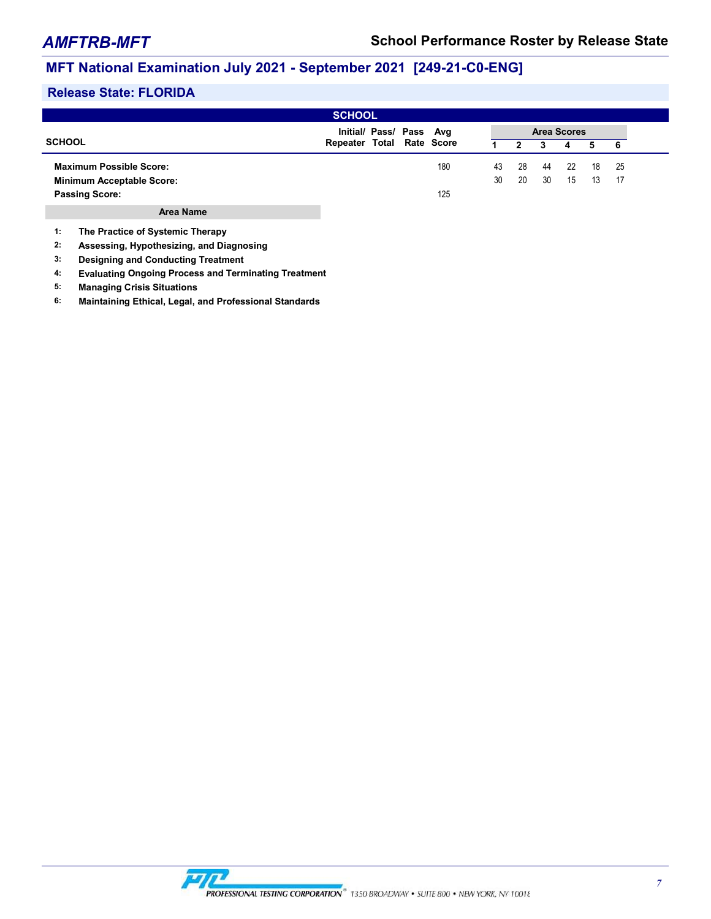## AMFTRB-MFT

## School Performance Roster by Release State

## MFT National Examination July 2021 - September 2021 [249-21-C0-ENG]

### Release State: FLORIDA

| SCHOOL | Initial/ Repeater | Pass/ Total | Pass Rate | Avg Score | Area Scores 1 | 2 | 3 | 4 | 5 | 6 |
|---|---|---|---|---|---|---|---|---|---|---|
| **Maximum Possible Score:** | | | | 180 | 43 | 28 | 44 | 22 | 18 | 25 |
| **Minimum Acceptable Score:** | | | | | 30 | 20 | 30 | 15 | 13 | 17 |
| **Passing Score:** | | | | 125 | | | | | | |

| | Area Name |
|---|---|
| 1: | The Practice of Systemic Therapy |
| 2: | Assessing, Hypothesizing, and Diagnosing |
| 3: | Designing and Conducting Treatment |
| 4: | Evaluating Ongoing Process and Terminating Treatment |
| 5: | Managing Crisis Situations |
| 6: | Maintaining Ethical, Legal, and Professional Standards |

PROFESSIONAL TESTING CORPORATION® 1350 BROADWAY • SUITE 800 • NEW YORK, NY 10018